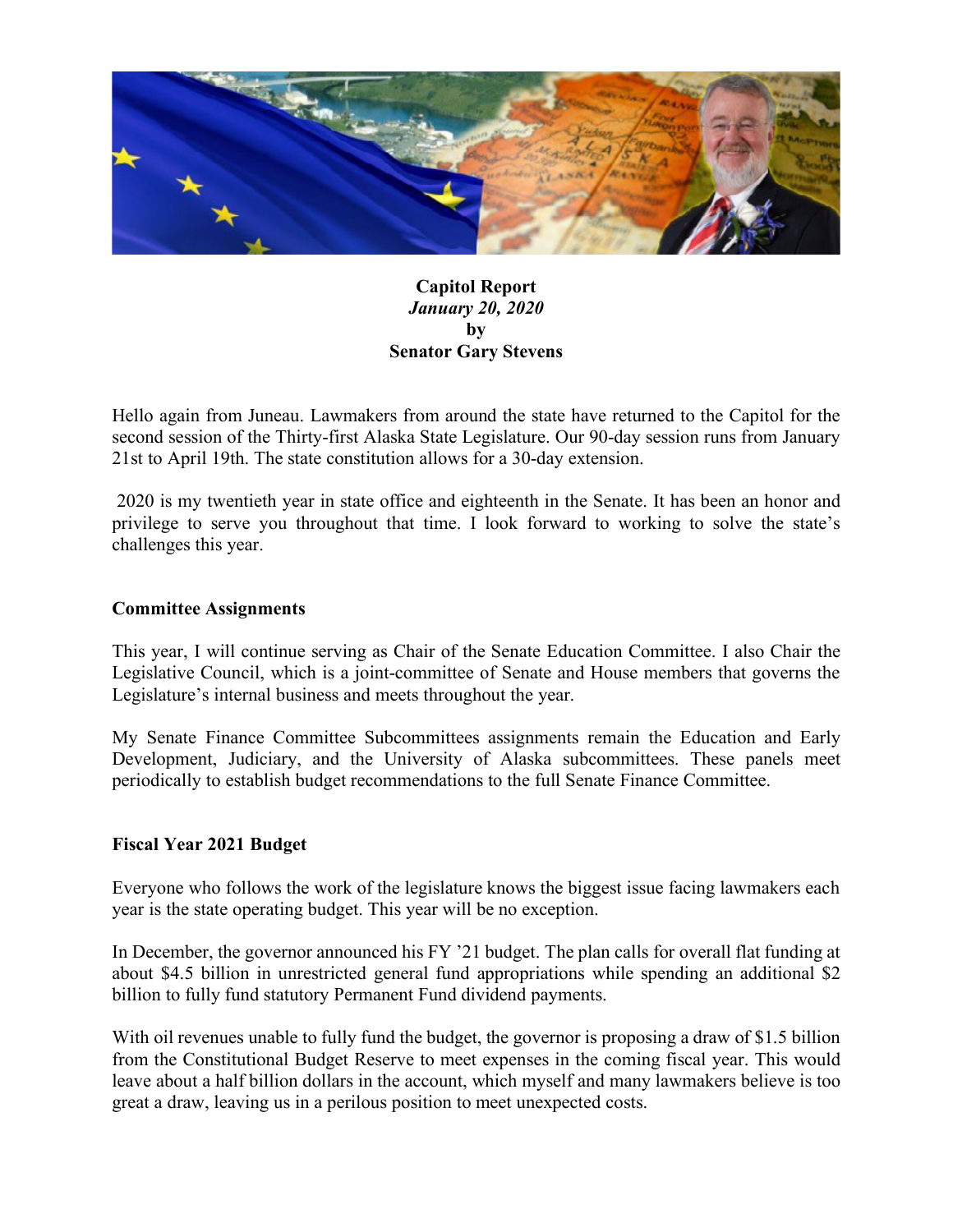**Capitol Report**
***January 20, 2020***
**by**
**Senator Gary Stevens**

Hello again from Juneau. Lawmakers from around the state have returned to the Capitol for the second session of the Thirty-first Alaska State Legislature. Our 90-day session runs from January 21st to April 19th. The state constitution allows for a 30-day extension.

2020 is my twentieth year in state office and eighteenth in the Senate. It has been an honor and privilege to serve you throughout that time. I look forward to working to solve the state's challenges this year.

## Committee Assignments

This year, I will continue serving as Chair of the Senate Education Committee. I also Chair the Legislative Council, which is a joint-committee of Senate and House members that governs the Legislature's internal business and meets throughout the year.

My Senate Finance Committee Subcommittees assignments remain the Education and Early Development, Judiciary, and the University of Alaska subcommittees. These panels meet periodically to establish budget recommendations to the full Senate Finance Committee.

## Fiscal Year 2021 Budget

Everyone who follows the work of the legislature knows the biggest issue facing lawmakers each year is the state operating budget. This year will be no exception.

In December, the governor announced his FY '21 budget. The plan calls for overall flat funding at about $4.5 billion in unrestricted general fund appropriations while spending an additional $2 billion to fully fund statutory Permanent Fund dividend payments.

With oil revenues unable to fully fund the budget, the governor is proposing a draw of $1.5 billion from the Constitutional Budget Reserve to meet expenses in the coming fiscal year. This would leave about a half billion dollars in the account, which myself and many lawmakers believe is too great a draw, leaving us in a perilous position to meet unexpected costs.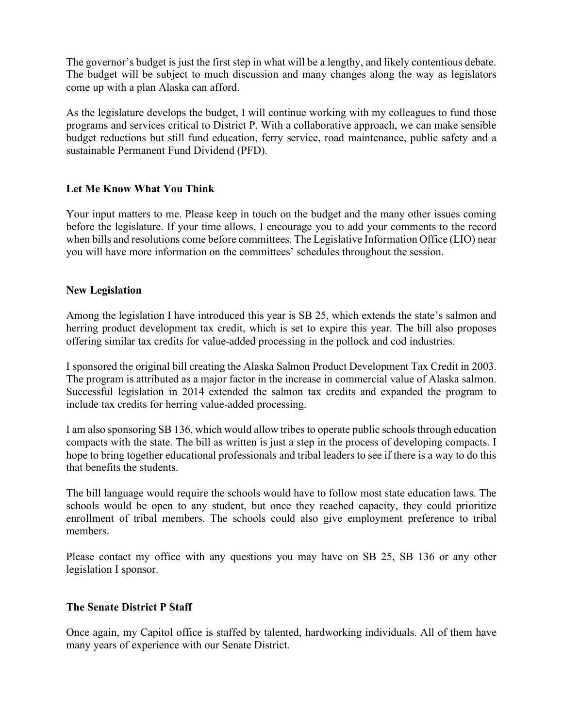The governor's budget is just the first step in what will be a lengthy, and likely contentious debate. The budget will be subject to much discussion and many changes along the way as legislators come up with a plan Alaska can afford.

As the legislature develops the budget, I will continue working with my colleagues to fund those programs and services critical to District P. With a collaborative approach, we can make sensible budget reductions but still fund education, ferry service, road maintenance, public safety and a sustainable Permanent Fund Dividend (PFD).

## Let Me Know What You Think

Your input matters to me. Please keep in touch on the budget and the many other issues coming before the legislature. If your time allows, I encourage you to add your comments to the record when bills and resolutions come before committees. The Legislative Information Office (LIO) near you will have more information on the committees' schedules throughout the session.

## New Legislation

Among the legislation I have introduced this year is SB 25, which extends the state's salmon and herring product development tax credit, which is set to expire this year. The bill also proposes offering similar tax credits for value-added processing in the pollock and cod industries.

I sponsored the original bill creating the Alaska Salmon Product Development Tax Credit in 2003. The program is attributed as a major factor in the increase in commercial value of Alaska salmon. Successful legislation in 2014 extended the salmon tax credits and expanded the program to include tax credits for herring value-added processing.

I am also sponsoring SB 136, which would allow tribes to operate public schools through education compacts with the state. The bill as written is just a step in the process of developing compacts. I hope to bring together educational professionals and tribal leaders to see if there is a way to do this that benefits the students.

The bill language would require the schools would have to follow most state education laws. The schools would be open to any student, but once they reached capacity, they could prioritize enrollment of tribal members. The schools could also give employment preference to tribal members.

Please contact my office with any questions you may have on SB 25, SB 136 or any other legislation I sponsor.

## The Senate District P Staff

Once again, my Capitol office is staffed by talented, hardworking individuals. All of them have many years of experience with our Senate District.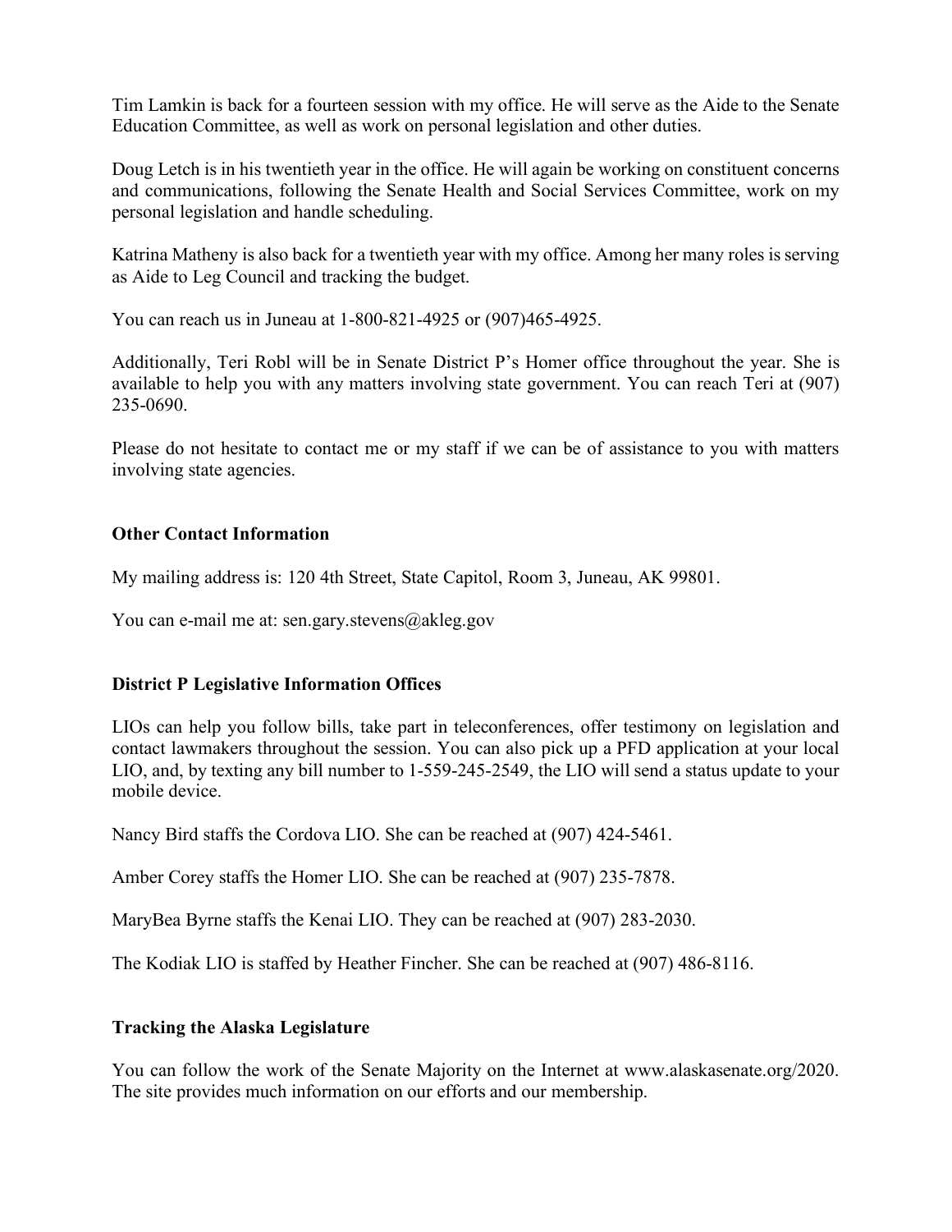Tim Lamkin is back for a fourteen session with my office. He will serve as the Aide to the Senate Education Committee, as well as work on personal legislation and other duties.

Doug Letch is in his twentieth year in the office. He will again be working on constituent concerns and communications, following the Senate Health and Social Services Committee, work on my personal legislation and handle scheduling.

Katrina Matheny is also back for a twentieth year with my office. Among her many roles is serving as Aide to Leg Council and tracking the budget.

You can reach us in Juneau at 1-800-821-4925 or (907)465-4925.

Additionally, Teri Robl will be in Senate District P's Homer office throughout the year. She is available to help you with any matters involving state government. You can reach Teri at (907) 235-0690.

Please do not hesitate to contact me or my staff if we can be of assistance to you with matters involving state agencies.

**Other Contact Information**

My mailing address is: 120 4th Street, State Capitol, Room 3, Juneau, AK 99801.

You can e-mail me at: sen.gary.stevens@akleg.gov

**District P Legislative Information Offices**

LIOs can help you follow bills, take part in teleconferences, offer testimony on legislation and contact lawmakers throughout the session. You can also pick up a PFD application at your local LIO, and, by texting any bill number to 1-559-245-2549, the LIO will send a status update to your mobile device.

Nancy Bird staffs the Cordova LIO. She can be reached at (907) 424-5461.

Amber Corey staffs the Homer LIO. She can be reached at (907) 235-7878.

MaryBea Byrne staffs the Kenai LIO. They can be reached at (907) 283-2030.

The Kodiak LIO is staffed by Heather Fincher. She can be reached at (907) 486-8116.

**Tracking the Alaska Legislature**

You can follow the work of the Senate Majority on the Internet at www.alaskasenate.org/2020. The site provides much information on our efforts and our membership.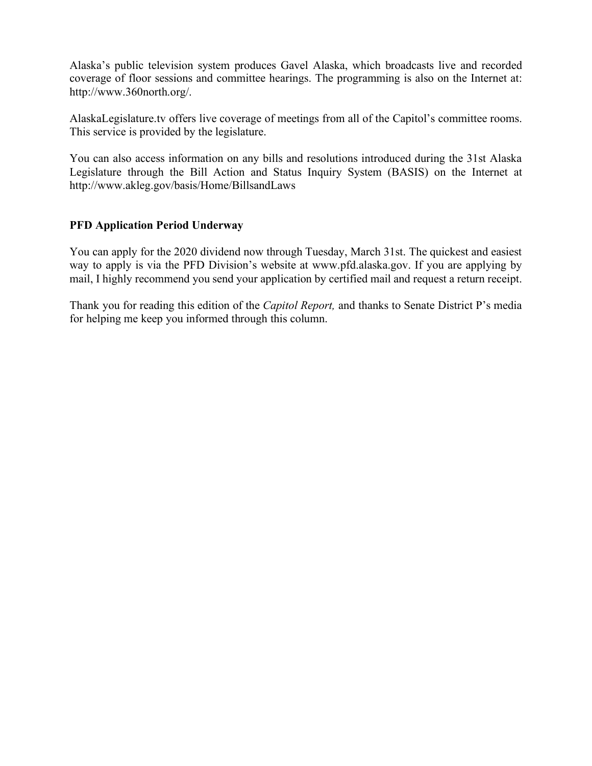Alaska's public television system produces Gavel Alaska, which broadcasts live and recorded coverage of floor sessions and committee hearings. The programming is also on the Internet at: http://www.360north.org/.

AlaskaLegislature.tv offers live coverage of meetings from all of the Capitol's committee rooms. This service is provided by the legislature.

You can also access information on any bills and resolutions introduced during the 31st Alaska Legislature through the Bill Action and Status Inquiry System (BASIS) on the Internet at http://www.akleg.gov/basis/Home/BillsandLaws

**PFD Application Period Underway**

You can apply for the 2020 dividend now through Tuesday, March 31st. The quickest and easiest way to apply is via the PFD Division's website at www.pfd.alaska.gov. If you are applying by mail, I highly recommend you send your application by certified mail and request a return receipt.

Thank you for reading this edition of the *Capitol Report,* and thanks to Senate District P's media for helping me keep you informed through this column.